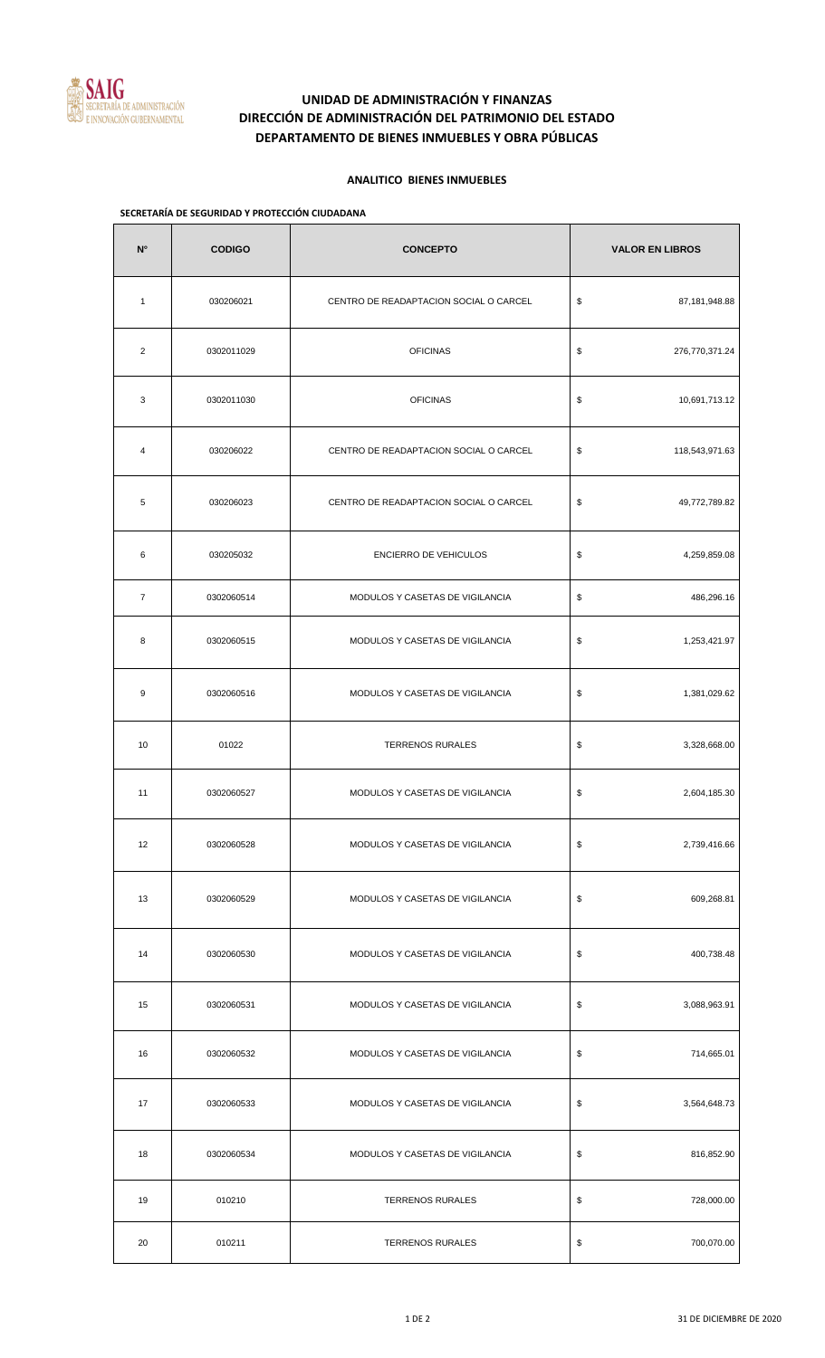# UNIDAD DE ADMINISTRACIÓN Y FINANZAS
## DIRECCIÓN DE ADMINISTRACIÓN DEL PATRIMONIO DEL ESTADO
## DEPARTAMENTO DE BIENES INMUEBLES Y OBRA PÚBLICAS

### ANALITICO BIENES INMUEBLES

**SECRETARÍA DE SEGURIDAD Y PROTECCIÓN CIUDADANA**

| N° | CODIGO | CONCEPTO | VALOR EN LIBROS | |
|---|---|---|---|---|
| 1 | 030206021 | CENTRO DE READAPTACION SOCIAL O CARCEL | $ | 87,181,948.88 |
| 2 | 0302011029 | OFICINAS | $ | 276,770,371.24 |
| 3 | 0302011030 | OFICINAS | $ | 10,691,713.12 |
| 4 | 030206022 | CENTRO DE READAPTACION SOCIAL O CARCEL | $ | 118,543,971.63 |
| 5 | 030206023 | CENTRO DE READAPTACION SOCIAL O CARCEL | $ | 49,772,789.82 |
| 6 | 030205032 | ENCIERRO DE VEHICULOS | $ | 4,259,859.08 |
| 7 | 0302060514 | MODULOS Y CASETAS DE VIGILANCIA | $ | 486,296.16 |
| 8 | 0302060515 | MODULOS Y CASETAS DE VIGILANCIA | $ | 1,253,421.97 |
| 9 | 0302060516 | MODULOS Y CASETAS DE VIGILANCIA | $ | 1,381,029.62 |
| 10 | 01022 | TERRENOS RURALES | $ | 3,328,668.00 |
| 11 | 0302060527 | MODULOS Y CASETAS DE VIGILANCIA | $ | 2,604,185.30 |
| 12 | 0302060528 | MODULOS Y CASETAS DE VIGILANCIA | $ | 2,739,416.66 |
| 13 | 0302060529 | MODULOS Y CASETAS DE VIGILANCIA | $ | 609,268.81 |
| 14 | 0302060530 | MODULOS Y CASETAS DE VIGILANCIA | $ | 400,738.48 |
| 15 | 0302060531 | MODULOS Y CASETAS DE VIGILANCIA | $ | 3,088,963.91 |
| 16 | 0302060532 | MODULOS Y CASETAS DE VIGILANCIA | $ | 714,665.01 |
| 17 | 0302060533 | MODULOS Y CASETAS DE VIGILANCIA | $ | 3,564,648.73 |
| 18 | 0302060534 | MODULOS Y CASETAS DE VIGILANCIA | $ | 816,852.90 |
| 19 | 010210 | TERRENOS RURALES | $ | 728,000.00 |
| 20 | 010211 | TERRENOS RURALES | $ | 700,070.00 |

31 DE DICIEMBRE DE 2020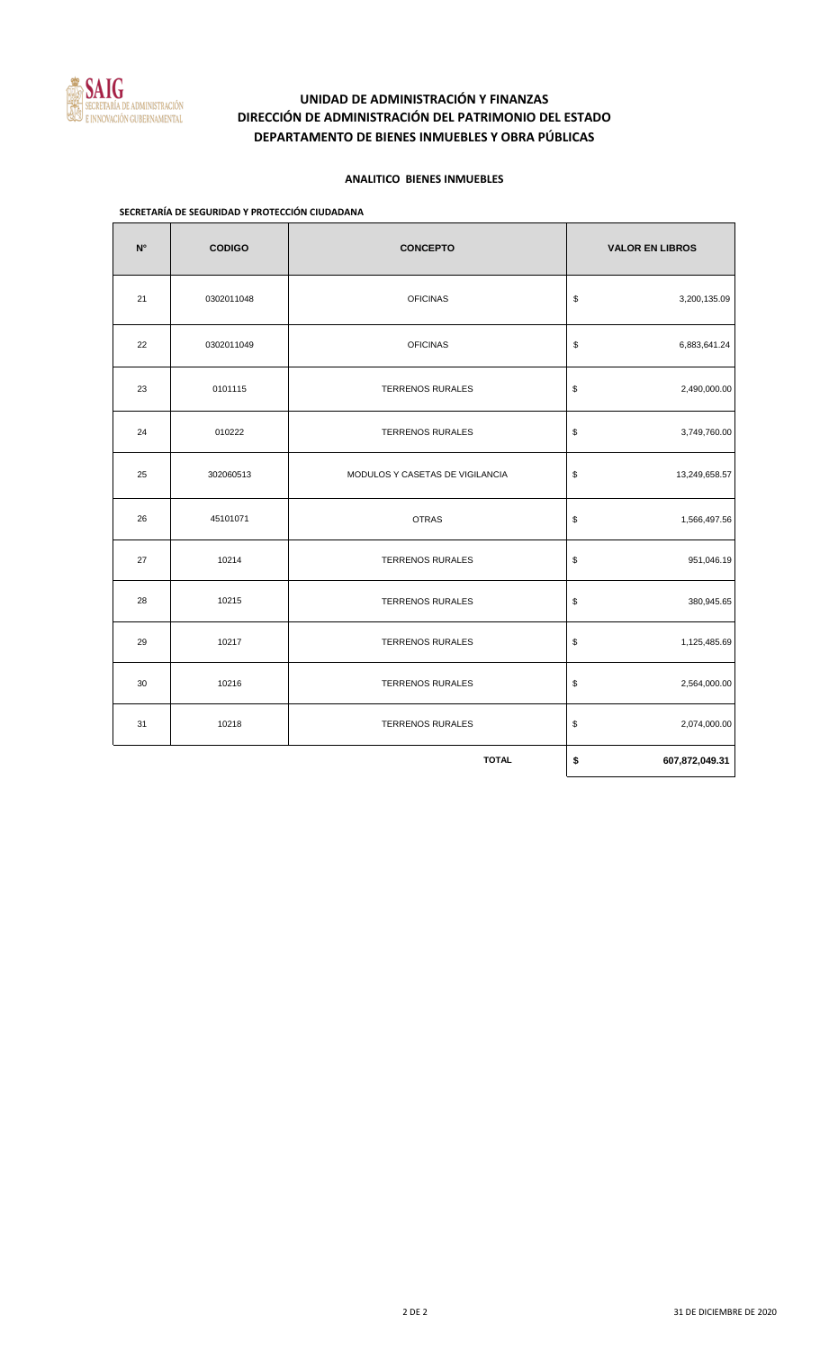# UNIDAD DE ADMINISTRACIÓN Y FINANZAS
## DIRECCIÓN DE ADMINISTRACIÓN DEL PATRIMONIO DEL ESTADO
## DEPARTAMENTO DE BIENES INMUEBLES Y OBRA PÚBLICAS

### ANALITICO BIENES INMUEBLES

**SECRETARÍA DE SEGURIDAD Y PROTECCIÓN CIUDADANA**

| N° | CODIGO | CONCEPTO | VALOR EN LIBROS | |
|---|---|---|---|---|
| 21 | 0302011048 | OFICINAS | $ | 3,200,135.09 |
| 22 | 0302011049 | OFICINAS | $ | 6,883,641.24 |
| 23 | 0101115 | TERRENOS RURALES | $ | 2,490,000.00 |
| 24 | 010222 | TERRENOS RURALES | $ | 3,749,760.00 |
| 25 | 302060513 | MODULOS Y CASETAS DE VIGILANCIA | $ | 13,249,658.57 |
| 26 | 45101071 | OTRAS | $ | 1,566,497.56 |
| 27 | 10214 | TERRENOS RURALES | $ | 951,046.19 |
| 28 | 10215 | TERRENOS RURALES | $ | 380,945.65 |
| 29 | 10217 | TERRENOS RURALES | $ | 1,125,485.69 |
| 30 | 10216 | TERRENOS RURALES | $ | 2,564,000.00 |
| 31 | 10218 | TERRENOS RURALES | $ | 2,074,000.00 |
| | | **TOTAL** | **$** | **607,872,049.31** |

31 DE DICIEMBRE DE 2020